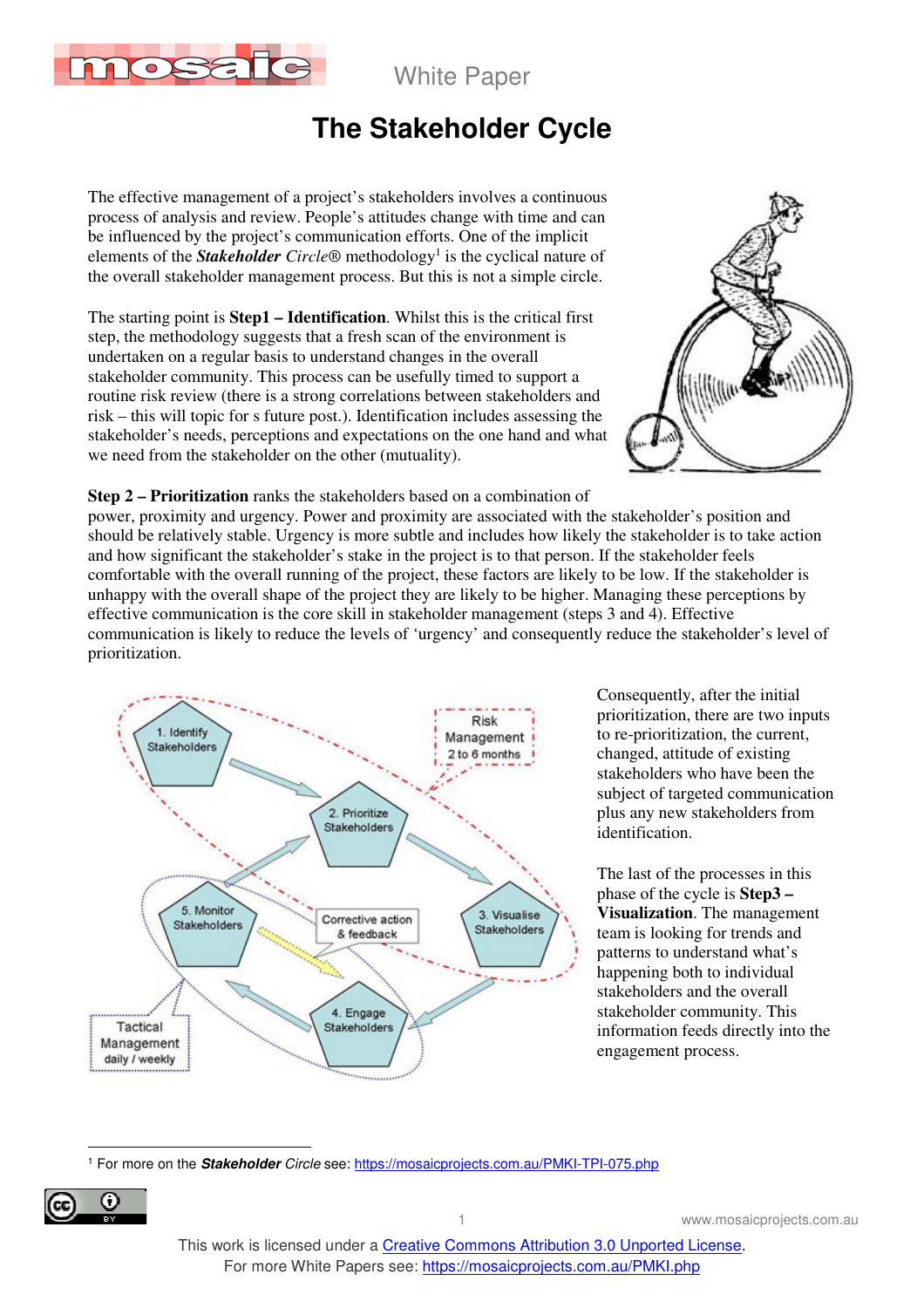White Paper

# The Stakeholder Cycle

The effective management of a project's stakeholders involves a continuous process of analysis and review. People's attitudes change with time and can be influenced by the project's communication efforts. One of the implicit elements of the ***Stakeholder** Circle*® methodology[1] is the cyclical nature of the overall stakeholder management process. But this is not a simple circle.

The starting point is **Step1 – Identification**. Whilst this is the critical first step, the methodology suggests that a fresh scan of the environment is undertaken on a regular basis to understand changes in the overall stakeholder community. This process can be usefully timed to support a routine risk review (there is a strong correlations between stakeholders and risk – this will topic for s future post.). Identification includes assessing the stakeholder's needs, perceptions and expectations on the one hand and what we need from the stakeholder on the other (mutuality).

**Step 2 – Prioritization** ranks the stakeholders based on a combination of power, proximity and urgency. Power and proximity are associated with the stakeholder's position and should be relatively stable. Urgency is more subtle and includes how likely the stakeholder is to take action and how significant the stakeholder's stake in the project is to that person. If the stakeholder feels comfortable with the overall running of the project, these factors are likely to be low. If the stakeholder is unhappy with the overall shape of the project they are likely to be higher. Managing these perceptions by effective communication is the core skill in stakeholder management (steps 3 and 4). Effective communication is likely to reduce the levels of 'urgency' and consequently reduce the stakeholder's level of prioritization.

1. Identify Stakeholders
2. Prioritize Stakeholders
3. Visualise Stakeholders
4. Engage Stakeholders
5. Monitor Stakeholders
Risk Management 2 to 6 months
Corrective action & feedback
Tactical Management daily / weekly

Consequently, after the initial prioritization, there are two inputs to re-prioritization, the current, changed, attitude of existing stakeholders who have been the subject of targeted communication plus any new stakeholders from identification.

The last of the processes in this phase of the cycle is **Step3 – Visualization**. The management team is looking for trends and patterns to understand what's happening both to individual stakeholders and the overall stakeholder community. This information feeds directly into the engagement process.

[1] For more on the ***Stakeholder** Circle* see: https://mosaicprojects.com.au/PMKI-TPI-075.php

This work is licensed under a Creative Commons Attribution 3.0 Unported License.
For more White Papers see: https://mosaicprojects.com.au/PMKI.php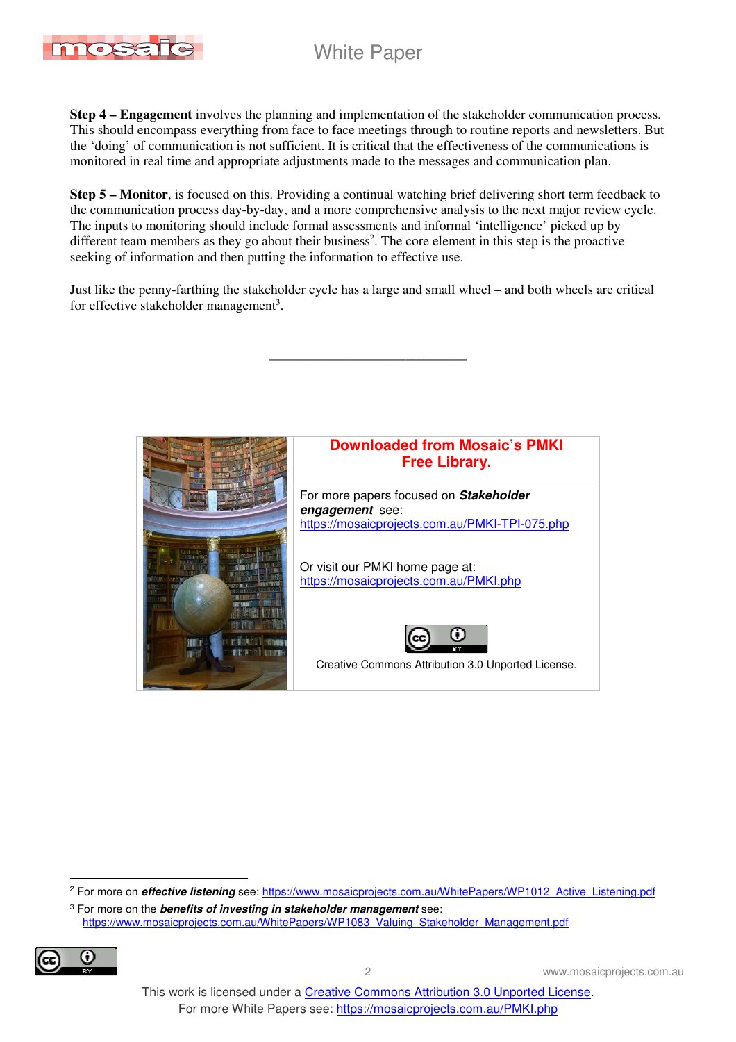**Step 4 – Engagement** involves the planning and implementation of the stakeholder communication process. This should encompass everything from face to face meetings through to routine reports and newsletters. But the 'doing' of communication is not sufficient. It is critical that the effectiveness of the communications is monitored in real time and appropriate adjustments made to the messages and communication plan.

**Step 5 – Monitor**, is focused on this. Providing a continual watching brief delivering short term feedback to the communication process day-by-day, and a more comprehensive analysis to the next major review cycle. The inputs to monitoring should include formal assessments and informal 'intelligence' picked up by different team members as they go about their business[2]. The core element in this step is the proactive seeking of information and then putting the information to effective use.

Just like the penny-farthing the stakeholder cycle has a large and small wheel – and both wheels are critical for effective stakeholder management[3].

\_\_\_\_\_\_\_\_\_\_\_\_\_\_\_\_\_\_\_\_\_\_\_\_\_\_\_\_\_

**Downloaded from Mosaic's PMKI Free Library.**

For more papers focused on ***Stakeholder engagement*** see: https://mosaicprojects.com.au/PMKI-TPI-075.php

Or visit our PMKI home page at: https://mosaicprojects.com.au/PMKI.php

Creative Commons Attribution 3.0 Unported License.

---

[2] For more on ***effective listening*** see: https://www.mosaicprojects.com.au/WhitePapers/WP1012_Active_Listening.pdf

[3] For more on the ***benefits of investing in stakeholder management*** see: https://www.mosaicprojects.com.au/WhitePapers/WP1083_Valuing_Stakeholder_Management.pdf